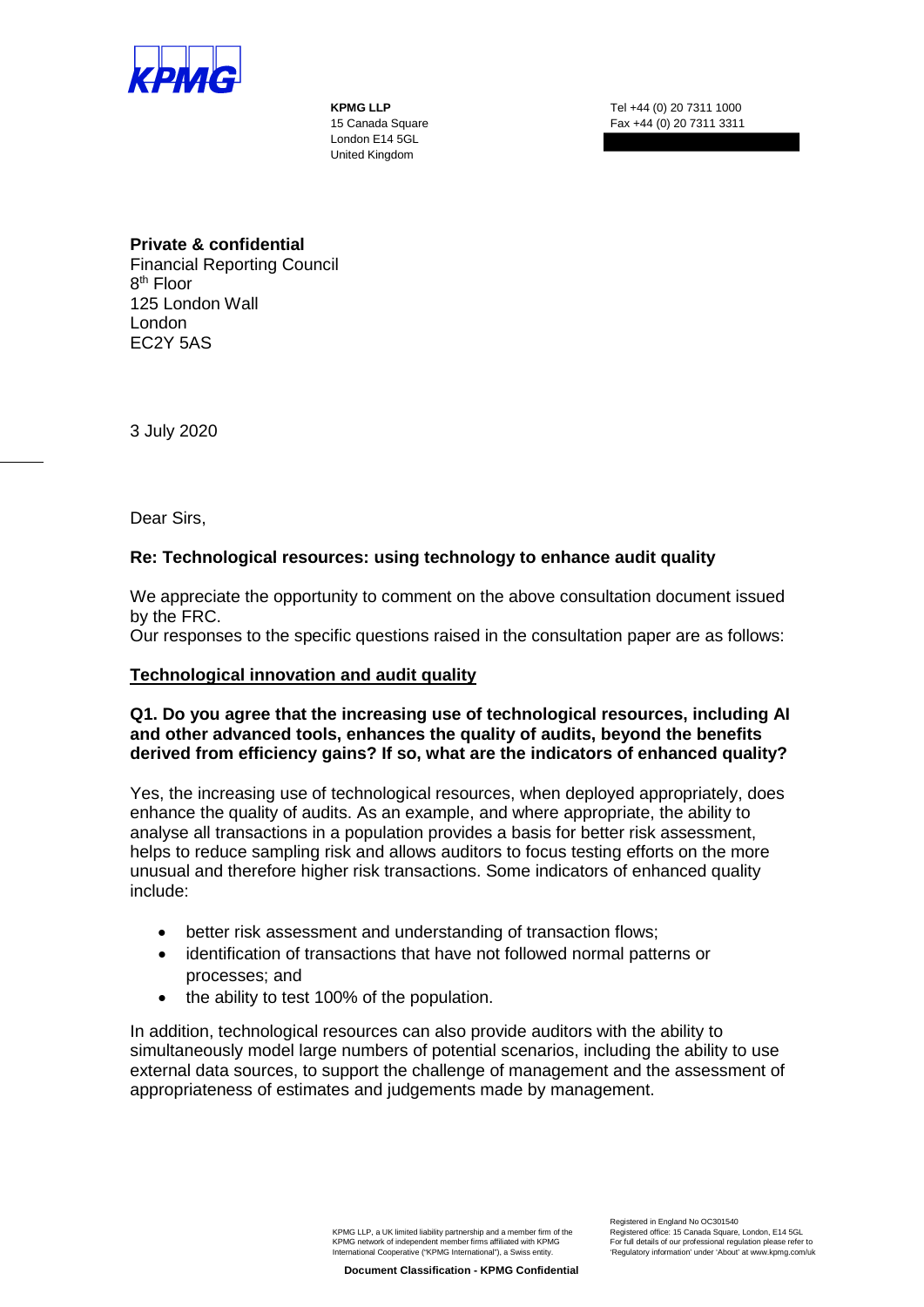KPMG

**KPMG LLP**
15 Canada Square
London E14 5GL
United Kingdom

Tel +44 (0) 20 7311 1000
Fax +44 (0) 20 7311 3311

**Private & confidential**
Financial Reporting Council
8th Floor
125 London Wall
London
EC2Y 5AS

3 July 2020

Dear Sirs,

**Re: Technological resources: using technology to enhance audit quality**

We appreciate the opportunity to comment on the above consultation document issued by the FRC.
Our responses to the specific questions raised in the consultation paper are as follows:

**Technological innovation and audit quality**

**Q1. Do you agree that the increasing use of technological resources, including AI and other advanced tools, enhances the quality of audits, beyond the benefits derived from efficiency gains? If so, what are the indicators of enhanced quality?**

Yes, the increasing use of technological resources, when deployed appropriately, does enhance the quality of audits. As an example, and where appropriate, the ability to analyse all transactions in a population provides a basis for better risk assessment, helps to reduce sampling risk and allows auditors to focus testing efforts on the more unusual and therefore higher risk transactions. Some indicators of enhanced quality include:

- better risk assessment and understanding of transaction flows;
- identification of transactions that have not followed normal patterns or processes; and
- the ability to test 100% of the population.

In addition, technological resources can also provide auditors with the ability to simultaneously model large numbers of potential scenarios, including the ability to use external data sources, to support the challenge of management and the assessment of appropriateness of estimates and judgements made by management.

KPMG LLP, a UK limited liability partnership and a member firm of the KPMG network of independent member firms affiliated with KPMG International Cooperative ("KPMG International"), a Swiss entity.

Registered in England No OC301540
Registered office: 15 Canada Square, London, E14 5GL
For full details of our professional regulation please refer to 'Regulatory information' under 'About' at www.kpmg.com/uk

**Document Classification - KPMG Confidential**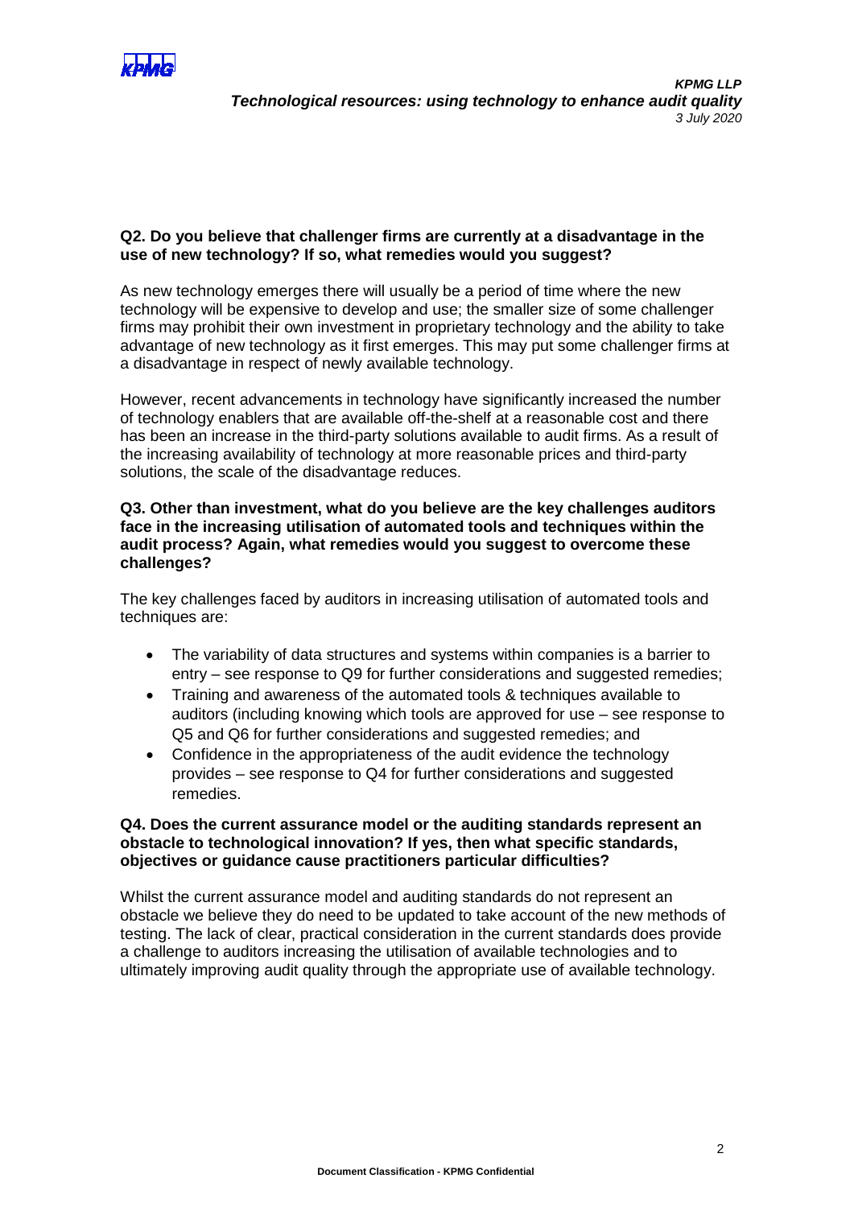**Q2. Do you believe that challenger firms are currently at a disadvantage in the use of new technology? If so, what remedies would you suggest?**

As new technology emerges there will usually be a period of time where the new technology will be expensive to develop and use; the smaller size of some challenger firms may prohibit their own investment in proprietary technology and the ability to take advantage of new technology as it first emerges. This may put some challenger firms at a disadvantage in respect of newly available technology.

However, recent advancements in technology have significantly increased the number of technology enablers that are available off-the-shelf at a reasonable cost and there has been an increase in the third-party solutions available to audit firms. As a result of the increasing availability of technology at more reasonable prices and third-party solutions, the scale of the disadvantage reduces.

**Q3. Other than investment, what do you believe are the key challenges auditors face in the increasing utilisation of automated tools and techniques within the audit process? Again, what remedies would you suggest to overcome these challenges?**

The key challenges faced by auditors in increasing utilisation of automated tools and techniques are:

- The variability of data structures and systems within companies is a barrier to entry – see response to Q9 for further considerations and suggested remedies;
- Training and awareness of the automated tools & techniques available to auditors (including knowing which tools are approved for use – see response to Q5 and Q6 for further considerations and suggested remedies; and
- Confidence in the appropriateness of the audit evidence the technology provides – see response to Q4 for further considerations and suggested remedies.

**Q4. Does the current assurance model or the auditing standards represent an obstacle to technological innovation? If yes, then what specific standards, objectives or guidance cause practitioners particular difficulties?**

Whilst the current assurance model and auditing standards do not represent an obstacle we believe they do need to be updated to take account of the new methods of testing. The lack of clear, practical consideration in the current standards does provide a challenge to auditors increasing the utilisation of available technologies and to ultimately improving audit quality through the appropriate use of available technology.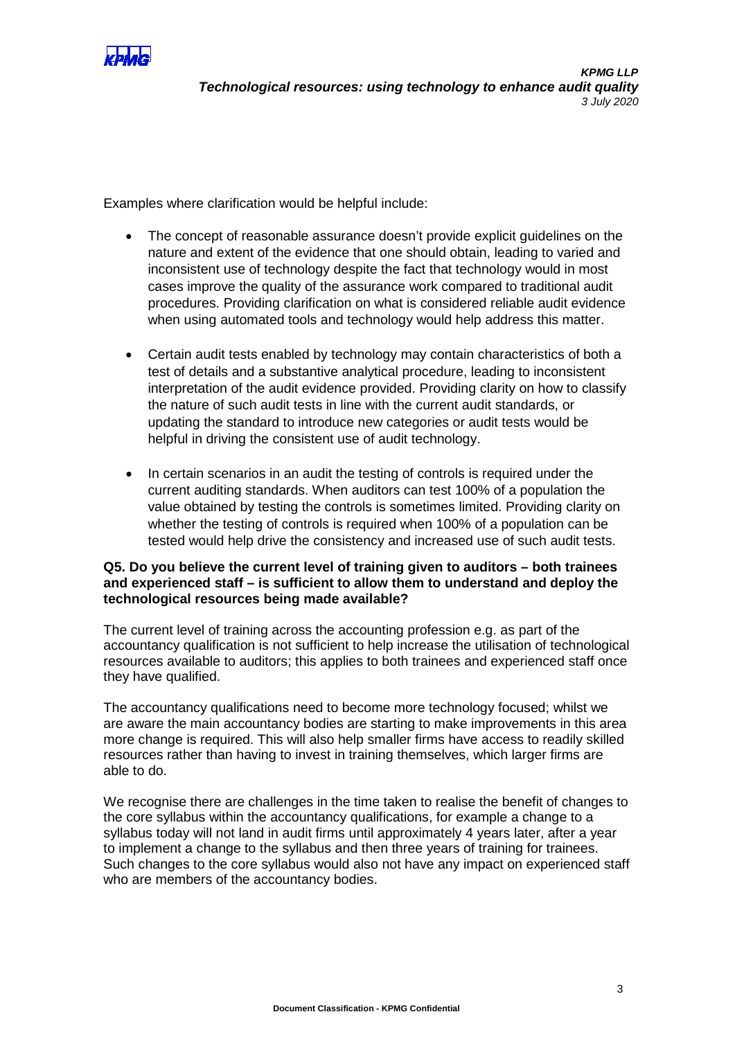Examples where clarification would be helpful include:

- The concept of reasonable assurance doesn't provide explicit guidelines on the nature and extent of the evidence that one should obtain, leading to varied and inconsistent use of technology despite the fact that technology would in most cases improve the quality of the assurance work compared to traditional audit procedures. Providing clarification on what is considered reliable audit evidence when using automated tools and technology would help address this matter.

- Certain audit tests enabled by technology may contain characteristics of both a test of details and a substantive analytical procedure, leading to inconsistent interpretation of the audit evidence provided. Providing clarity on how to classify the nature of such audit tests in line with the current audit standards, or updating the standard to introduce new categories or audit tests would be helpful in driving the consistent use of audit technology.

- In certain scenarios in an audit the testing of controls is required under the current auditing standards. When auditors can test 100% of a population the value obtained by testing the controls is sometimes limited. Providing clarity on whether the testing of controls is required when 100% of a population can be tested would help drive the consistency and increased use of such audit tests.

**Q5. Do you believe the current level of training given to auditors – both trainees and experienced staff – is sufficient to allow them to understand and deploy the technological resources being made available?**

The current level of training across the accounting profession e.g. as part of the accountancy qualification is not sufficient to help increase the utilisation of technological resources available to auditors; this applies to both trainees and experienced staff once they have qualified.

The accountancy qualifications need to become more technology focused; whilst we are aware the main accountancy bodies are starting to make improvements in this area more change is required. This will also help smaller firms have access to readily skilled resources rather than having to invest in training themselves, which larger firms are able to do.

We recognise there are challenges in the time taken to realise the benefit of changes to the core syllabus within the accountancy qualifications, for example a change to a syllabus today will not land in audit firms until approximately 4 years later, after a year to implement a change to the syllabus and then three years of training for trainees. Such changes to the core syllabus would also not have any impact on experienced staff who are members of the accountancy bodies.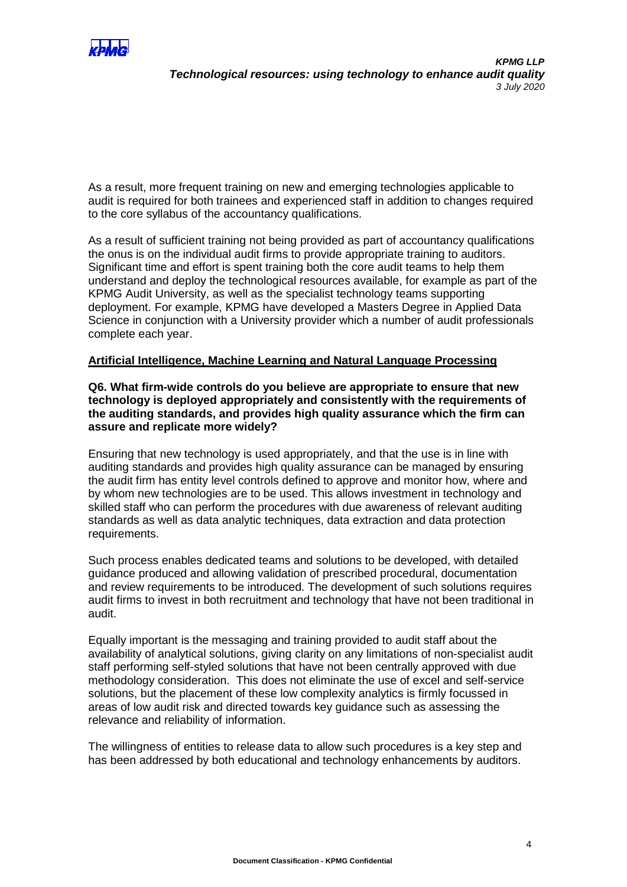As a result, more frequent training on new and emerging technologies applicable to audit is required for both trainees and experienced staff in addition to changes required to the core syllabus of the accountancy qualifications.

As a result of sufficient training not being provided as part of accountancy qualifications the onus is on the individual audit firms to provide appropriate training to auditors. Significant time and effort is spent training both the core audit teams to help them understand and deploy the technological resources available, for example as part of the KPMG Audit University, as well as the specialist technology teams supporting deployment. For example, KPMG have developed a Masters Degree in Applied Data Science in conjunction with a University provider which a number of audit professionals complete each year.

## Artificial Intelligence, Machine Learning and Natural Language Processing

**Q6. What firm-wide controls do you believe are appropriate to ensure that new technology is deployed appropriately and consistently with the requirements of the auditing standards, and provides high quality assurance which the firm can assure and replicate more widely?**

Ensuring that new technology is used appropriately, and that the use is in line with auditing standards and provides high quality assurance can be managed by ensuring the audit firm has entity level controls defined to approve and monitor how, where and by whom new technologies are to be used. This allows investment in technology and skilled staff who can perform the procedures with due awareness of relevant auditing standards as well as data analytic techniques, data extraction and data protection requirements.

Such process enables dedicated teams and solutions to be developed, with detailed guidance produced and allowing validation of prescribed procedural, documentation and review requirements to be introduced. The development of such solutions requires audit firms to invest in both recruitment and technology that have not been traditional in audit.

Equally important is the messaging and training provided to audit staff about the availability of analytical solutions, giving clarity on any limitations of non-specialist audit staff performing self-styled solutions that have not been centrally approved with due methodology consideration. This does not eliminate the use of excel and self-service solutions, but the placement of these low complexity analytics is firmly focussed in areas of low audit risk and directed towards key guidance such as assessing the relevance and reliability of information.

The willingness of entities to release data to allow such procedures is a key step and has been addressed by both educational and technology enhancements by auditors.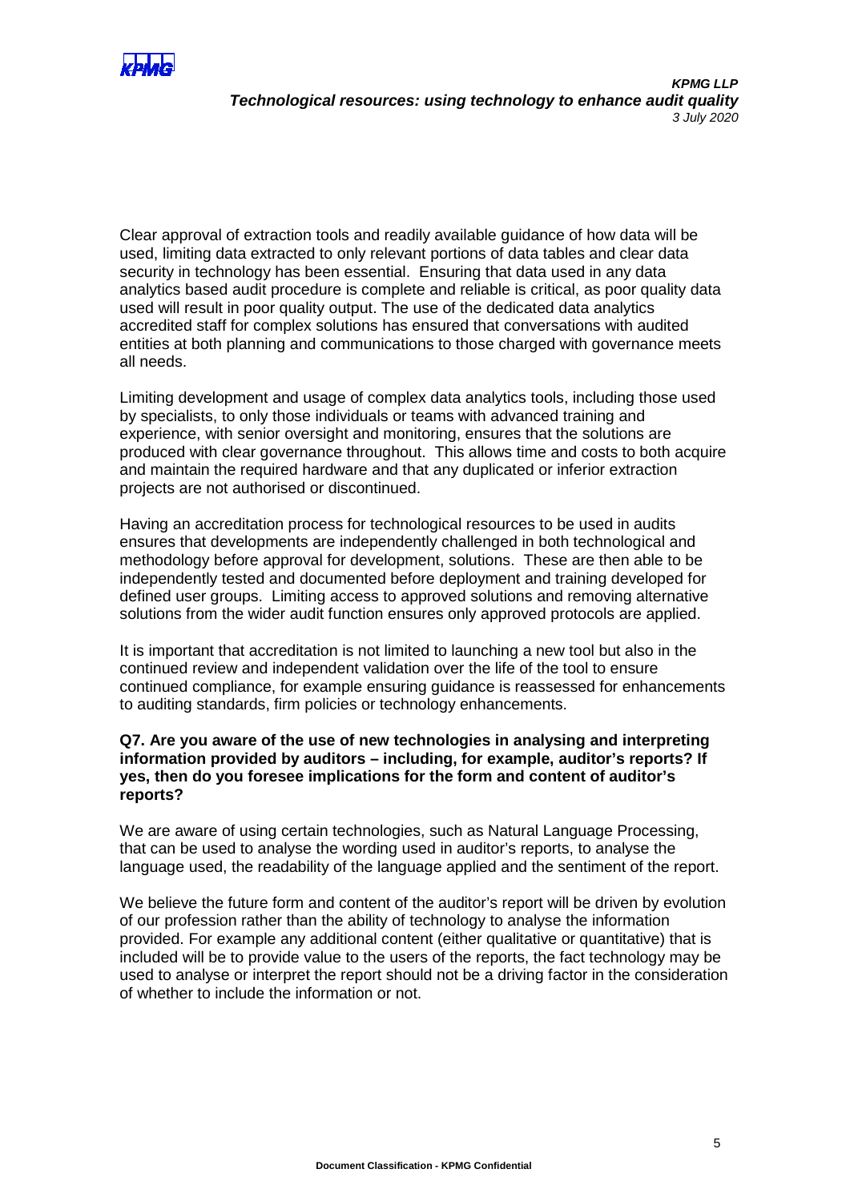Clear approval of extraction tools and readily available guidance of how data will be used, limiting data extracted to only relevant portions of data tables and clear data security in technology has been essential. Ensuring that data used in any data analytics based audit procedure is complete and reliable is critical, as poor quality data used will result in poor quality output. The use of the dedicated data analytics accredited staff for complex solutions has ensured that conversations with audited entities at both planning and communications to those charged with governance meets all needs.

Limiting development and usage of complex data analytics tools, including those used by specialists, to only those individuals or teams with advanced training and experience, with senior oversight and monitoring, ensures that the solutions are produced with clear governance throughout. This allows time and costs to both acquire and maintain the required hardware and that any duplicated or inferior extraction projects are not authorised or discontinued.

Having an accreditation process for technological resources to be used in audits ensures that developments are independently challenged in both technological and methodology before approval for development, solutions. These are then able to be independently tested and documented before deployment and training developed for defined user groups. Limiting access to approved solutions and removing alternative solutions from the wider audit function ensures only approved protocols are applied.

It is important that accreditation is not limited to launching a new tool but also in the continued review and independent validation over the life of the tool to ensure continued compliance, for example ensuring guidance is reassessed for enhancements to auditing standards, firm policies or technology enhancements.

**Q7. Are you aware of the use of new technologies in analysing and interpreting information provided by auditors – including, for example, auditor's reports? If yes, then do you foresee implications for the form and content of auditor's reports?**

We are aware of using certain technologies, such as Natural Language Processing, that can be used to analyse the wording used in auditor's reports, to analyse the language used, the readability of the language applied and the sentiment of the report.

We believe the future form and content of the auditor's report will be driven by evolution of our profession rather than the ability of technology to analyse the information provided. For example any additional content (either qualitative or quantitative) that is included will be to provide value to the users of the reports, the fact technology may be used to analyse or interpret the report should not be a driving factor in the consideration of whether to include the information or not.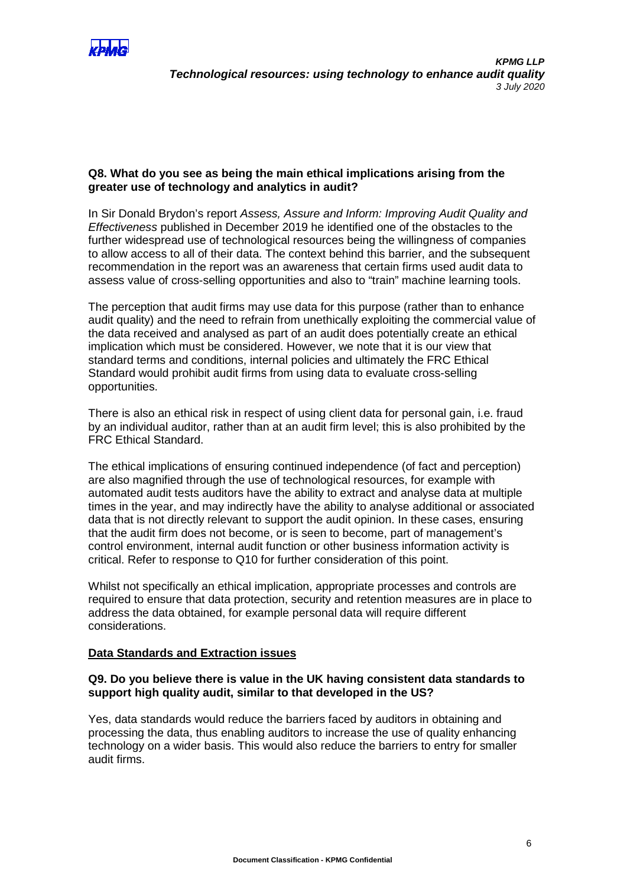**Q8. What do you see as being the main ethical implications arising from the greater use of technology and analytics in audit?**

In Sir Donald Brydon's report *Assess, Assure and Inform: Improving Audit Quality and Effectiveness* published in December 2019 he identified one of the obstacles to the further widespread use of technological resources being the willingness of companies to allow access to all of their data. The context behind this barrier, and the subsequent recommendation in the report was an awareness that certain firms used audit data to assess value of cross-selling opportunities and also to "train" machine learning tools.

The perception that audit firms may use data for this purpose (rather than to enhance audit quality) and the need to refrain from unethically exploiting the commercial value of the data received and analysed as part of an audit does potentially create an ethical implication which must be considered. However, we note that it is our view that standard terms and conditions, internal policies and ultimately the FRC Ethical Standard would prohibit audit firms from using data to evaluate cross-selling opportunities.

There is also an ethical risk in respect of using client data for personal gain, i.e. fraud by an individual auditor, rather than at an audit firm level; this is also prohibited by the FRC Ethical Standard.

The ethical implications of ensuring continued independence (of fact and perception) are also magnified through the use of technological resources, for example with automated audit tests auditors have the ability to extract and analyse data at multiple times in the year, and may indirectly have the ability to analyse additional or associated data that is not directly relevant to support the audit opinion. In these cases, ensuring that the audit firm does not become, or is seen to become, part of management's control environment, internal audit function or other business information activity is critical. Refer to response to Q10 for further consideration of this point.

Whilst not specifically an ethical implication, appropriate processes and controls are required to ensure that data protection, security and retention measures are in place to address the data obtained, for example personal data will require different considerations.

## Data Standards and Extraction issues

**Q9. Do you believe there is value in the UK having consistent data standards to support high quality audit, similar to that developed in the US?**

Yes, data standards would reduce the barriers faced by auditors in obtaining and processing the data, thus enabling auditors to increase the use of quality enhancing technology on a wider basis. This would also reduce the barriers to entry for smaller audit firms.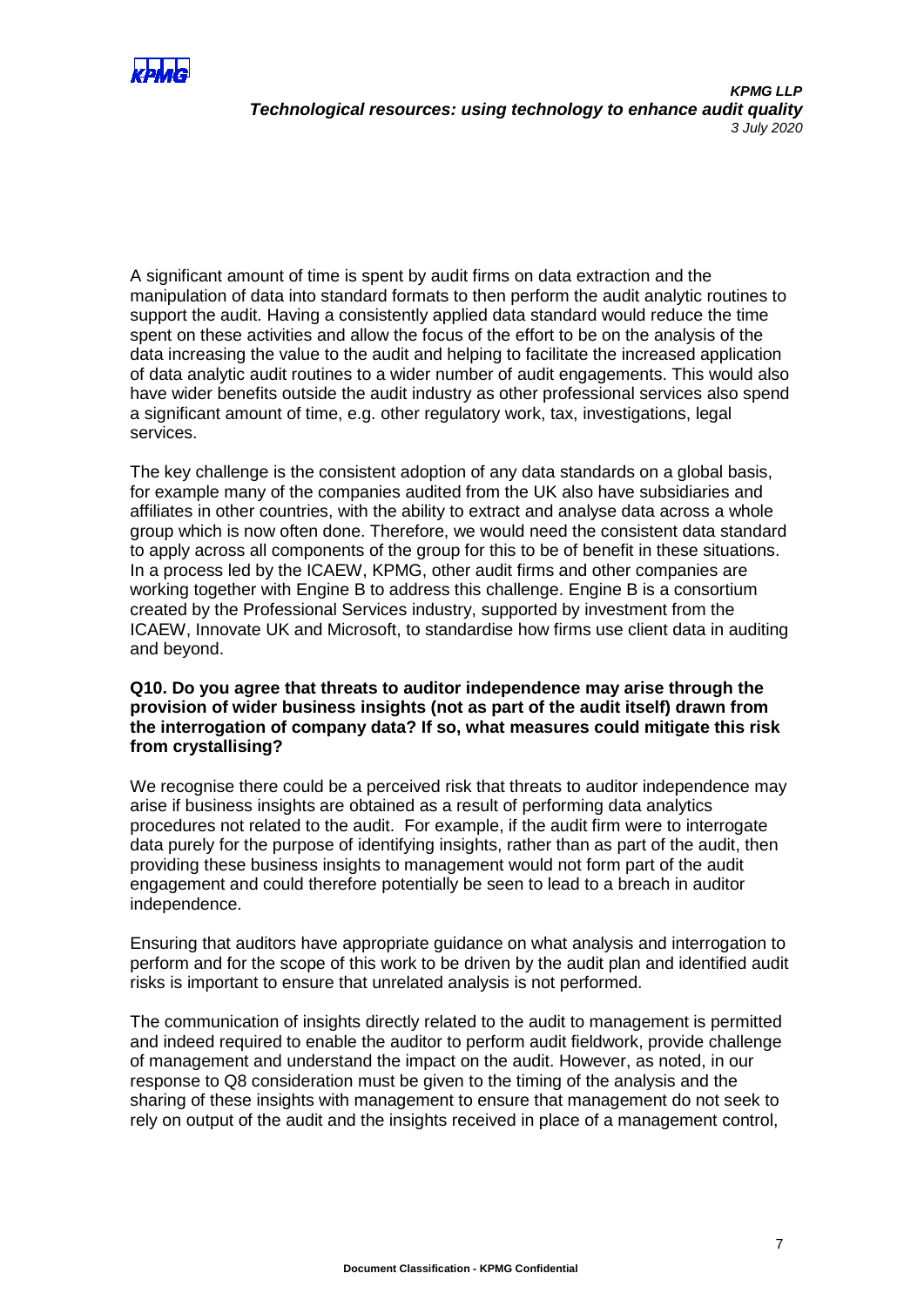A significant amount of time is spent by audit firms on data extraction and the manipulation of data into standard formats to then perform the audit analytic routines to support the audit. Having a consistently applied data standard would reduce the time spent on these activities and allow the focus of the effort to be on the analysis of the data increasing the value to the audit and helping to facilitate the increased application of data analytic audit routines to a wider number of audit engagements. This would also have wider benefits outside the audit industry as other professional services also spend a significant amount of time, e.g. other regulatory work, tax, investigations, legal services.

The key challenge is the consistent adoption of any data standards on a global basis, for example many of the companies audited from the UK also have subsidiaries and affiliates in other countries, with the ability to extract and analyse data across a whole group which is now often done. Therefore, we would need the consistent data standard to apply across all components of the group for this to be of benefit in these situations. In a process led by the ICAEW, KPMG, other audit firms and other companies are working together with Engine B to address this challenge. Engine B is a consortium created by the Professional Services industry, supported by investment from the ICAEW, Innovate UK and Microsoft, to standardise how firms use client data in auditing and beyond.

**Q10. Do you agree that threats to auditor independence may arise through the provision of wider business insights (not as part of the audit itself) drawn from the interrogation of company data? If so, what measures could mitigate this risk from crystallising?**

We recognise there could be a perceived risk that threats to auditor independence may arise if business insights are obtained as a result of performing data analytics procedures not related to the audit. For example, if the audit firm were to interrogate data purely for the purpose of identifying insights, rather than as part of the audit, then providing these business insights to management would not form part of the audit engagement and could therefore potentially be seen to lead to a breach in auditor independence.

Ensuring that auditors have appropriate guidance on what analysis and interrogation to perform and for the scope of this work to be driven by the audit plan and identified audit risks is important to ensure that unrelated analysis is not performed.

The communication of insights directly related to the audit to management is permitted and indeed required to enable the auditor to perform audit fieldwork, provide challenge of management and understand the impact on the audit. However, as noted, in our response to Q8 consideration must be given to the timing of the analysis and the sharing of these insights with management to ensure that management do not seek to rely on output of the audit and the insights received in place of a management control,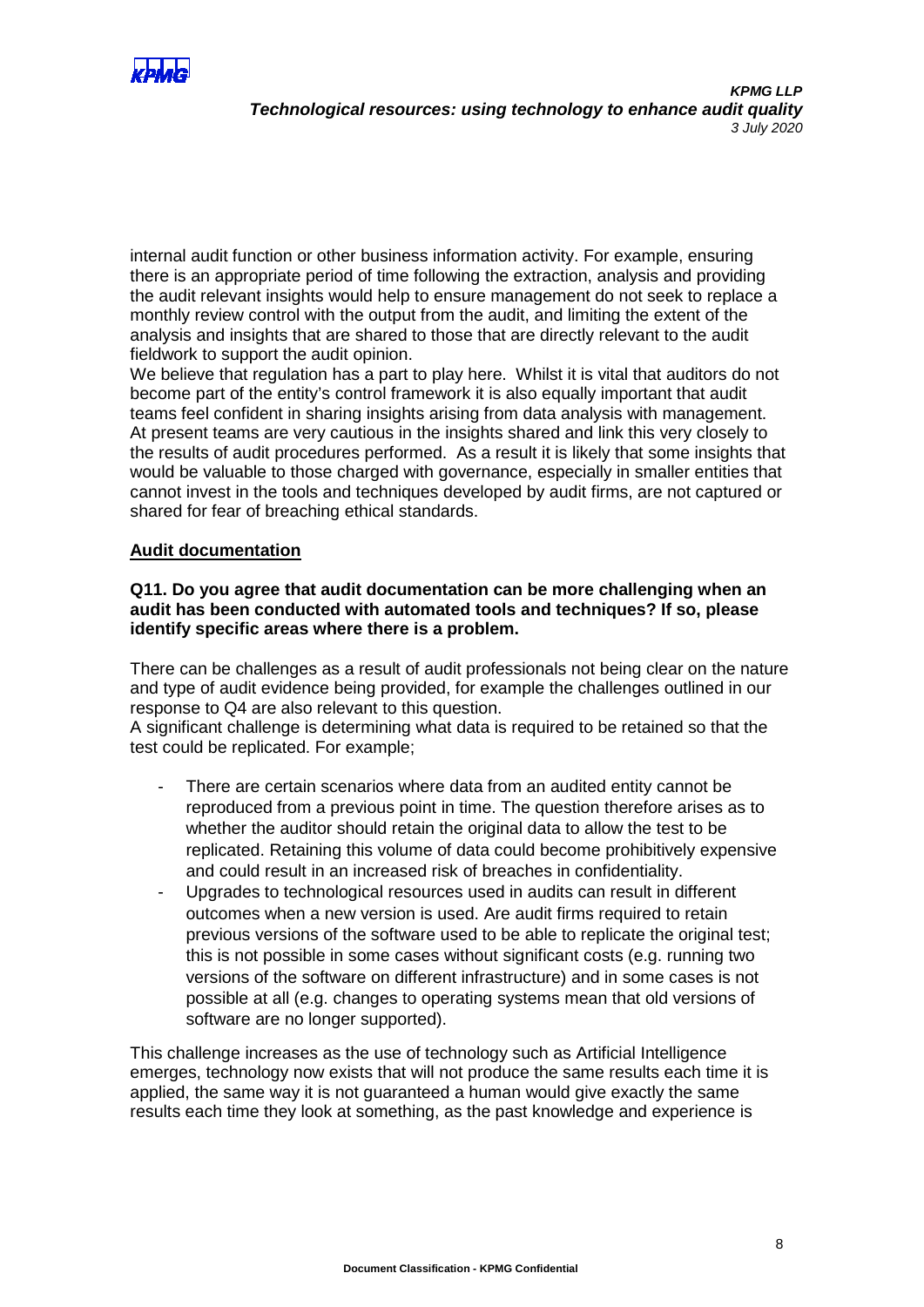internal audit function or other business information activity. For example, ensuring there is an appropriate period of time following the extraction, analysis and providing the audit relevant insights would help to ensure management do not seek to replace a monthly review control with the output from the audit, and limiting the extent of the analysis and insights that are shared to those that are directly relevant to the audit fieldwork to support the audit opinion.

We believe that regulation has a part to play here. Whilst it is vital that auditors do not become part of the entity's control framework it is also equally important that audit teams feel confident in sharing insights arising from data analysis with management. At present teams are very cautious in the insights shared and link this very closely to the results of audit procedures performed. As a result it is likely that some insights that would be valuable to those charged with governance, especially in smaller entities that cannot invest in the tools and techniques developed by audit firms, are not captured or shared for fear of breaching ethical standards.

**Audit documentation**

**Q11. Do you agree that audit documentation can be more challenging when an audit has been conducted with automated tools and techniques? If so, please identify specific areas where there is a problem.**

There can be challenges as a result of audit professionals not being clear on the nature and type of audit evidence being provided, for example the challenges outlined in our response to Q4 are also relevant to this question.

A significant challenge is determining what data is required to be retained so that the test could be replicated. For example;

- There are certain scenarios where data from an audited entity cannot be reproduced from a previous point in time. The question therefore arises as to whether the auditor should retain the original data to allow the test to be replicated. Retaining this volume of data could become prohibitively expensive and could result in an increased risk of breaches in confidentiality.
- Upgrades to technological resources used in audits can result in different outcomes when a new version is used. Are audit firms required to retain previous versions of the software used to be able to replicate the original test; this is not possible in some cases without significant costs (e.g. running two versions of the software on different infrastructure) and in some cases is not possible at all (e.g. changes to operating systems mean that old versions of software are no longer supported).

This challenge increases as the use of technology such as Artificial Intelligence emerges, technology now exists that will not produce the same results each time it is applied, the same way it is not guaranteed a human would give exactly the same results each time they look at something, as the past knowledge and experience is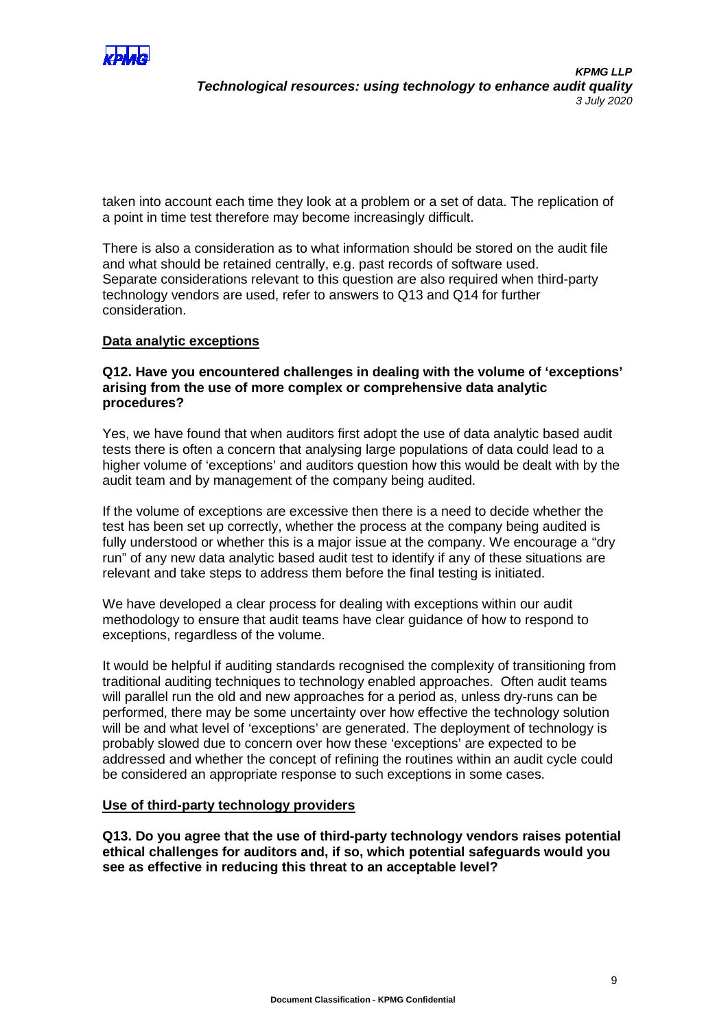taken into account each time they look at a problem or a set of data. The replication of a point in time test therefore may become increasingly difficult.

There is also a consideration as to what information should be stored on the audit file and what should be retained centrally, e.g. past records of software used. Separate considerations relevant to this question are also required when third-party technology vendors are used, refer to answers to Q13 and Q14 for further consideration.

**Data analytic exceptions**

**Q12. Have you encountered challenges in dealing with the volume of 'exceptions' arising from the use of more complex or comprehensive data analytic procedures?**

Yes, we have found that when auditors first adopt the use of data analytic based audit tests there is often a concern that analysing large populations of data could lead to a higher volume of 'exceptions' and auditors question how this would be dealt with by the audit team and by management of the company being audited.

If the volume of exceptions are excessive then there is a need to decide whether the test has been set up correctly, whether the process at the company being audited is fully understood or whether this is a major issue at the company. We encourage a "dry run" of any new data analytic based audit test to identify if any of these situations are relevant and take steps to address them before the final testing is initiated.

We have developed a clear process for dealing with exceptions within our audit methodology to ensure that audit teams have clear guidance of how to respond to exceptions, regardless of the volume.

It would be helpful if auditing standards recognised the complexity of transitioning from traditional auditing techniques to technology enabled approaches. Often audit teams will parallel run the old and new approaches for a period as, unless dry-runs can be performed, there may be some uncertainty over how effective the technology solution will be and what level of 'exceptions' are generated. The deployment of technology is probably slowed due to concern over how these 'exceptions' are expected to be addressed and whether the concept of refining the routines within an audit cycle could be considered an appropriate response to such exceptions in some cases.

**Use of third-party technology providers**

**Q13. Do you agree that the use of third-party technology vendors raises potential ethical challenges for auditors and, if so, which potential safeguards would you see as effective in reducing this threat to an acceptable level?**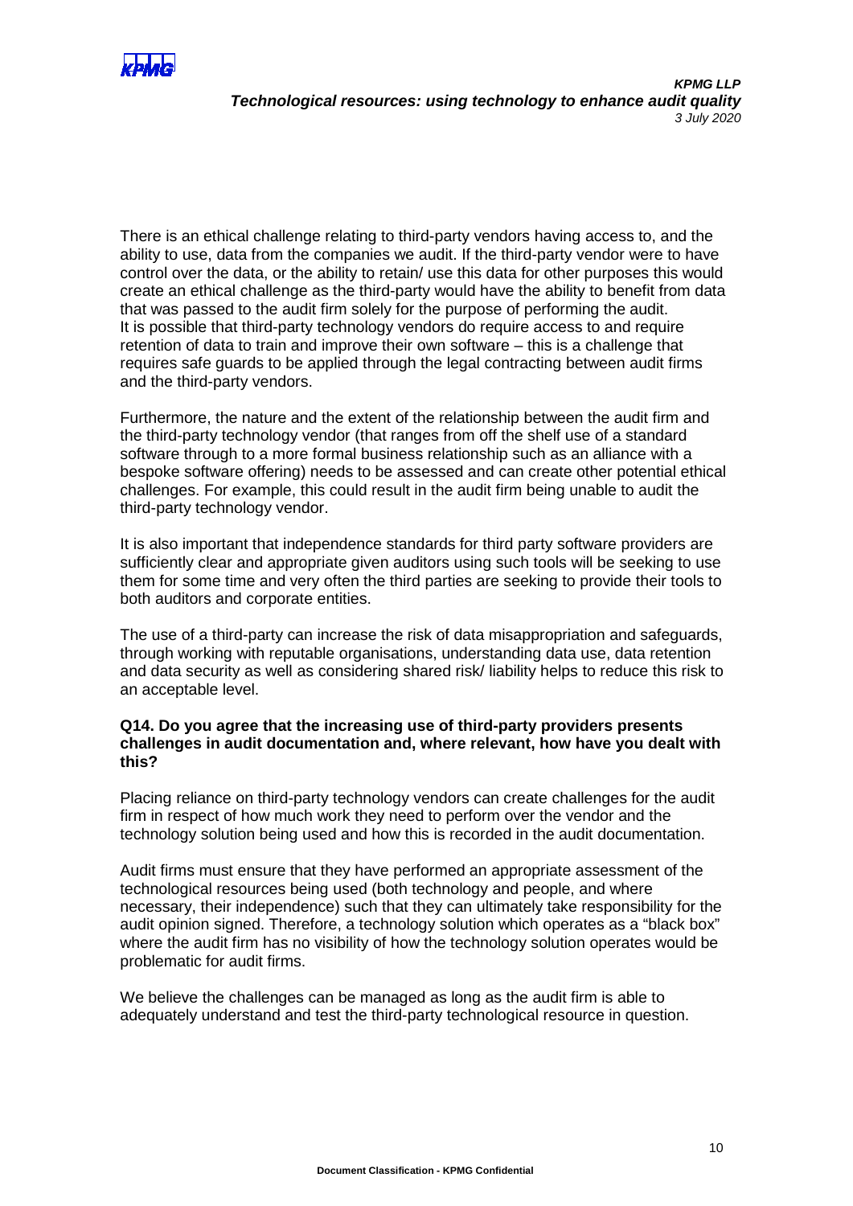There is an ethical challenge relating to third-party vendors having access to, and the ability to use, data from the companies we audit. If the third-party vendor were to have control over the data, or the ability to retain/ use this data for other purposes this would create an ethical challenge as the third-party would have the ability to benefit from data that was passed to the audit firm solely for the purpose of performing the audit. It is possible that third-party technology vendors do require access to and require retention of data to train and improve their own software – this is a challenge that requires safe guards to be applied through the legal contracting between audit firms and the third-party vendors.

Furthermore, the nature and the extent of the relationship between the audit firm and the third-party technology vendor (that ranges from off the shelf use of a standard software through to a more formal business relationship such as an alliance with a bespoke software offering) needs to be assessed and can create other potential ethical challenges. For example, this could result in the audit firm being unable to audit the third-party technology vendor.

It is also important that independence standards for third party software providers are sufficiently clear and appropriate given auditors using such tools will be seeking to use them for some time and very often the third parties are seeking to provide their tools to both auditors and corporate entities.

The use of a third-party can increase the risk of data misappropriation and safeguards, through working with reputable organisations, understanding data use, data retention and data security as well as considering shared risk/ liability helps to reduce this risk to an acceptable level.

**Q14. Do you agree that the increasing use of third-party providers presents challenges in audit documentation and, where relevant, how have you dealt with this?**

Placing reliance on third-party technology vendors can create challenges for the audit firm in respect of how much work they need to perform over the vendor and the technology solution being used and how this is recorded in the audit documentation.

Audit firms must ensure that they have performed an appropriate assessment of the technological resources being used (both technology and people, and where necessary, their independence) such that they can ultimately take responsibility for the audit opinion signed. Therefore, a technology solution which operates as a "black box" where the audit firm has no visibility of how the technology solution operates would be problematic for audit firms.

We believe the challenges can be managed as long as the audit firm is able to adequately understand and test the third-party technological resource in question.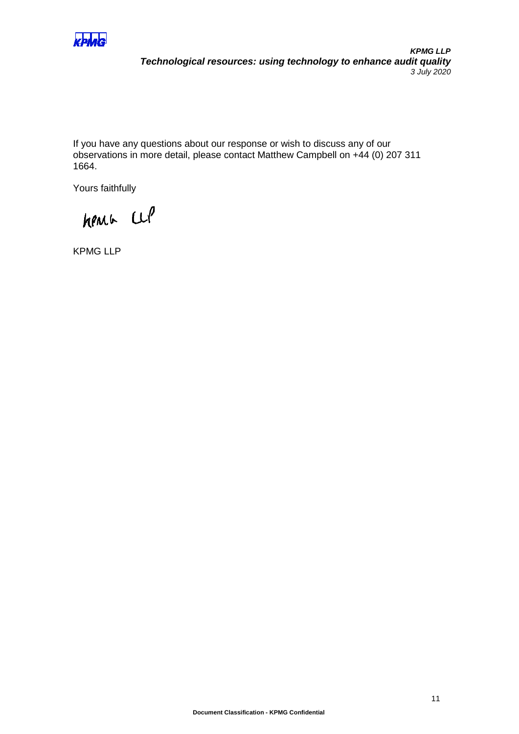If you have any questions about our response or wish to discuss any of our observations in more detail, please contact Matthew Campbell on +44 (0) 207 311 1664.

Yours faithfully

KPMG LLP

KPMG LLP

Document Classification - KPMG Confidential